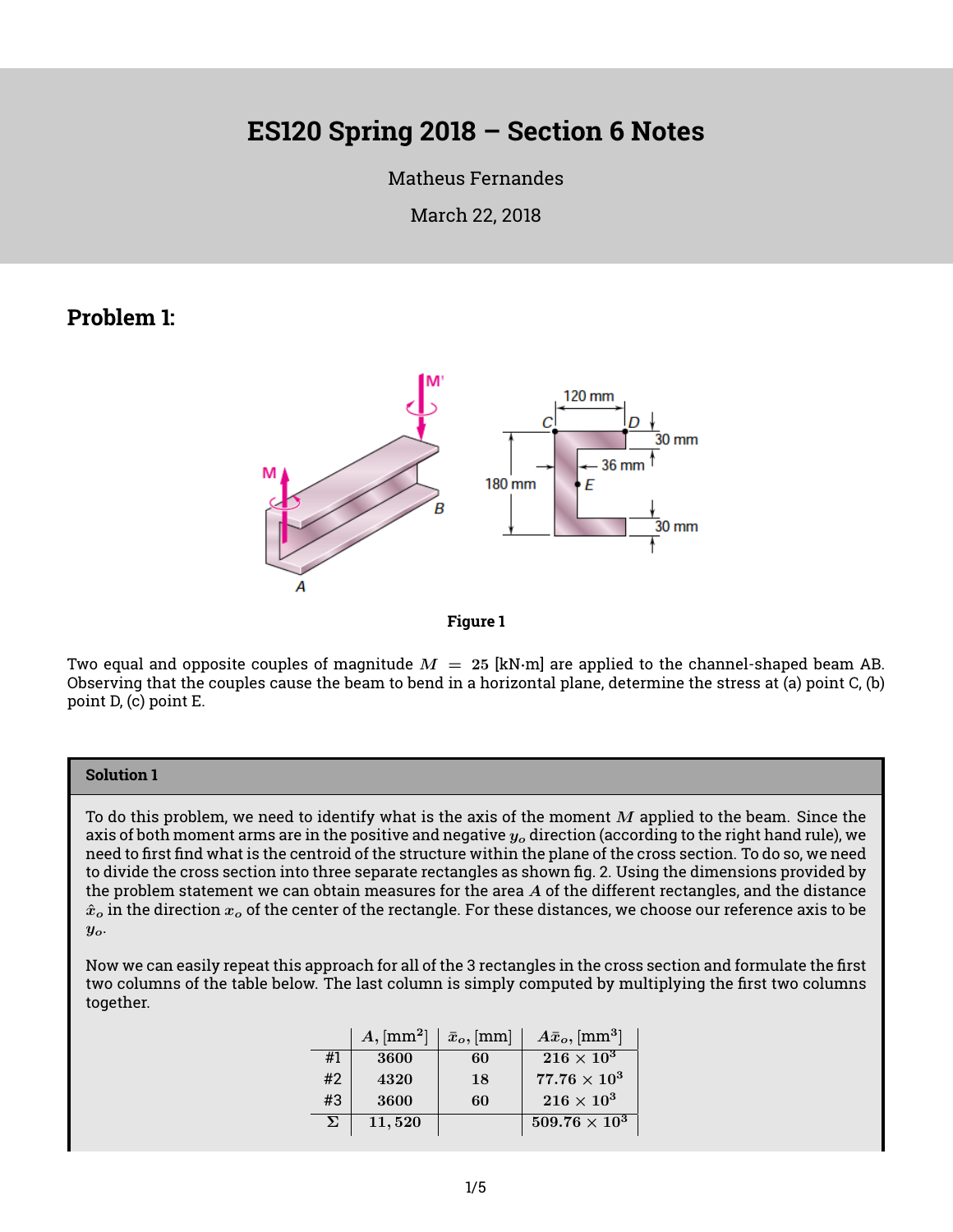# ES120 Spring 2018 – Section 6 Notes

Matheus Fernandes

March 22, 2018

## Problem 1:

**Figure 1**

Two equal and opposite couples of magnitude $M = 25$ [kN·m] are applied to the channel-shaped beam AB. Observing that the couples cause the beam to bend in a horizontal plane, determine the stress at (a) point C, (b) point D, (c) point E.

**Solution 1**

To do this problem, we need to identify what is the axis of the moment $M$ applied to the beam. Since the axis of both moment arms are in the positive and negative $y_o$ direction (according to the right hand rule), we need to first find what is the centroid of the structure within the plane of the cross section. To do so, we need to divide the cross section into three separate rectangles as shown fig. 2. Using the dimensions provided by the problem statement we can obtain measures for the area $A$ of the different rectangles, and the distance $\hat{x}_o$ in the direction $x_o$ of the center of the rectangle. For these distances, we choose our reference axis to be $y_o$.

Now we can easily repeat this approach for all of the 3 rectangles in the cross section and formulate the first two columns of the table below. The last column is simply computed by multiplying the first two columns together.

| | $A$, [mm$^2$] | $\bar{x}_o$, [mm] | $A\bar{x}_o$, [mm$^3$] |
|---|---|---|---|
| #1 | 3600 | 60 | $216 \times 10^3$ |
| #2 | 4320 | 18 | $77.76 \times 10^3$ |
| #3 | 3600 | 60 | $216 \times 10^3$ |
| $\Sigma$ | $11,520$ | | $509.76 \times 10^3$ |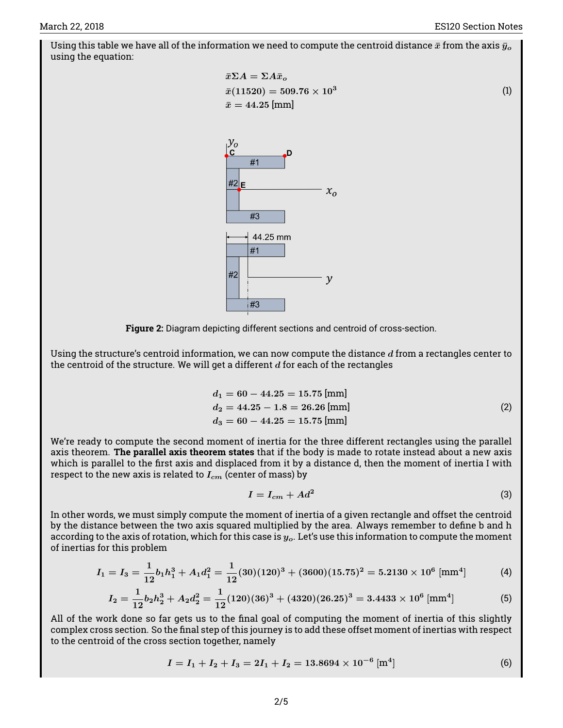Using this table we have all of the information we need to compute the centroid distance $\bar{x}$ from the axis $\bar{y}_o$ using the equation:

$$
\begin{aligned}
\bar{x}\Sigma A &= \Sigma A \bar{x}_o \\
\bar{x}(11520) &= 509.76 \times 10^3 \\
\bar{x} &= 44.25 \text{ [mm]}
\end{aligned} \tag{1}
$$

**Figure 2:** Diagram depicting different sections and centroid of cross-section.

Using the structure's centroid information, we can now compute the distance $d$ from a rectangles center to the centroid of the structure. We will get a different $d$ for each of the rectangles

$$
\begin{aligned}
d_1 &= 60 - 44.25 = 15.75 \text{ [mm]} \\
d_2 &= 44.25 - 1.8 = 26.26 \text{ [mm]} \\
d_3 &= 60 - 44.25 = 15.75 \text{ [mm]}
\end{aligned} \tag{2}
$$

We're ready to compute the second moment of inertia for the three different rectangles using the parallel axis theorem. **The parallel axis theorem states** that if the body is made to rotate instead about a new axis which is parallel to the first axis and displaced from it by a distance d, then the moment of inertia I with respect to the new axis is related to $I_{cm}$ (center of mass) by

$$
I = I_{cm} + Ad^2 \tag{3}
$$

In other words, we must simply compute the moment of inertia of a given rectangle and offset the centroid by the distance between the two axis squared multiplied by the area. Always remember to define b and h according to the axis of rotation, which for this case is $y_o$. Let's use this information to compute the moment of inertias for this problem

$$
I_1 = I_3 = \frac{1}{12}b_1 h_1^3 + A_1 d_1^2 = \frac{1}{12}(30)(120)^3 + (3600)(15.75)^2 = 5.2130 \times 10^6 \text{ [mm}^4\text{]} \tag{4}
$$

$$
I_2 = \frac{1}{12}b_2 h_2^3 + A_2 d_2^2 = \frac{1}{12}(120)(36)^3 + (4320)(26.25)^3 = 3.4433 \times 10^6 \text{ [mm}^4\text{]} \tag{5}
$$

All of the work done so far gets us to the final goal of computing the moment of inertia of this slightly complex cross section. So the final step of this journey is to add these offset moment of inertias with respect to the centroid of the cross section together, namely

$$
I = I_1 + I_2 + I_3 = 2I_1 + I_2 = 13.8694 \times 10^{-6} \text{ [m}^4\text{]} \tag{6}
$$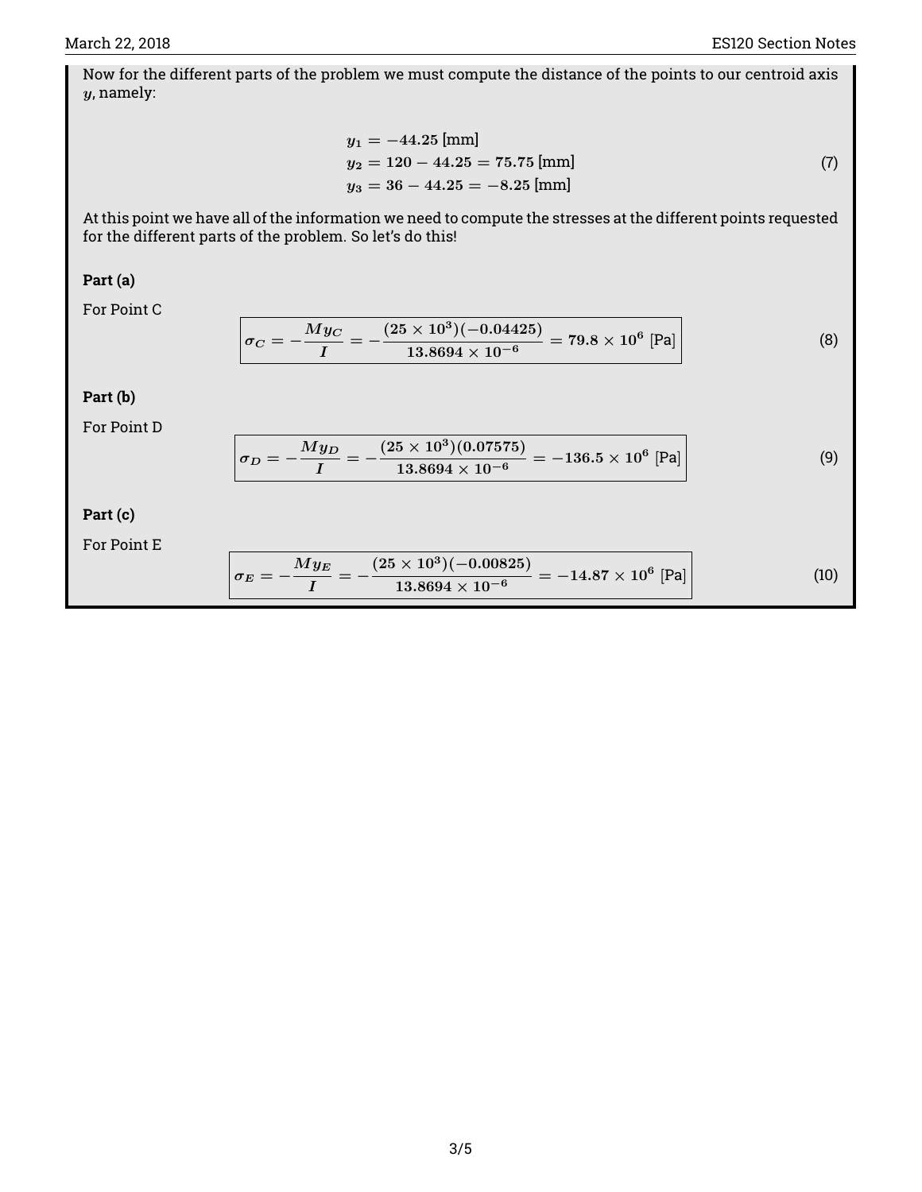Now for the different parts of the problem we must compute the distance of the points to our centroid axis $y$, namely:

$$
\begin{aligned}
y_1 &= -44.25 \text{ [mm]} \\
y_2 &= 120 - 44.25 = 75.75 \text{ [mm]} \\
y_3 &= 36 - 44.25 = -8.25 \text{ [mm]}
\end{aligned} \tag{7}
$$

At this point we have all of the information we need to compute the stresses at the different points requested for the different parts of the problem. So let's do this!

**Part (a)**

For Point C

$$
\boxed{\sigma_C = -\frac{My_C}{I} = -\frac{(25 \times 10^3)(-0.04425)}{13.8694 \times 10^{-6}} = 79.8 \times 10^6 \text{ [Pa]}} \tag{8}
$$

**Part (b)**

For Point D

$$
\boxed{\sigma_D = -\frac{My_D}{I} = -\frac{(25 \times 10^3)(0.07575)}{13.8694 \times 10^{-6}} = -136.5 \times 10^6 \text{ [Pa]}} \tag{9}
$$

**Part (c)**

For Point E

$$
\boxed{\sigma_E = -\frac{My_E}{I} = -\frac{(25 \times 10^3)(-0.00825)}{13.8694 \times 10^{-6}} = -14.87 \times 10^6 \text{ [Pa]}} \tag{10}
$$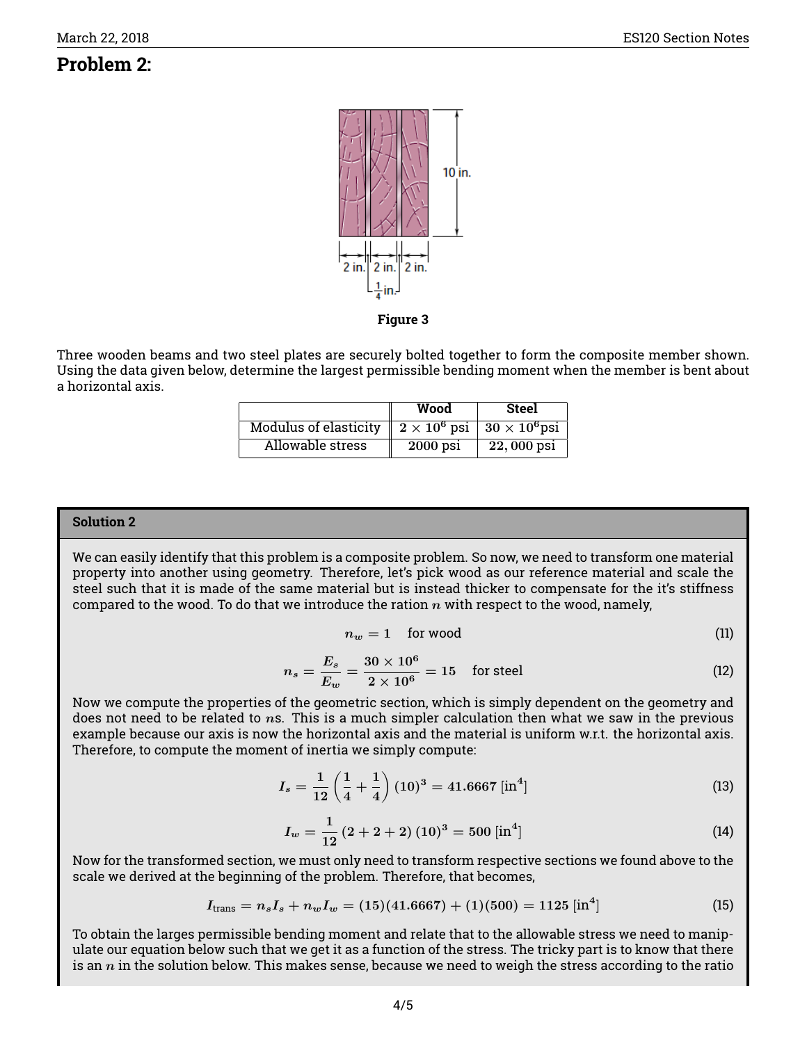## Problem 2:

Figure 3

Three wooden beams and two steel plates are securely bolted together to form the composite member shown. Using the data given below, determine the largest permissible bending moment when the member is bent about a horizontal axis.

| | Wood | Steel |
|---|---|---|
| Modulus of elasticity | $2 \times 10^6$ psi | $30 \times 10^6$psi |
| Allowable stress | 2000 psi | 22,000 psi |

**Solution 2**

We can easily identify that this problem is a composite problem. So now, we need to transform one material property into another using geometry. Therefore, let's pick wood as our reference material and scale the steel such that it is made of the same material but is instead thicker to compensate for the it's stiffness compared to the wood. To do that we introduce the ration $n$ with respect to the wood, namely,

$$n_w = 1 \quad \text{for wood} \tag{11}$$

$$n_s = \frac{E_s}{E_w} = \frac{30 \times 10^6}{2 \times 10^6} = 15 \quad \text{for steel} \tag{12}$$

Now we compute the properties of the geometric section, which is simply dependent on the geometry and does not need to be related to $n$s. This is a much simpler calculation then what we saw in the previous example because our axis is now the horizontal axis and the material is uniform w.r.t. the horizontal axis. Therefore, to compute the moment of inertia we simply compute:

$$I_s = \frac{1}{12}\left(\frac{1}{4} + \frac{1}{4}\right)(10)^3 = 41.6667 \text{ [in}^4\text{]} \tag{13}$$

$$I_w = \frac{1}{12}(2 + 2 + 2)(10)^3 = 500 \text{ [in}^4\text{]} \tag{14}$$

Now for the transformed section, we must only need to transform respective sections we found above to the scale we derived at the beginning of the problem. Therefore, that becomes,

$$I_{\text{trans}} = n_s I_s + n_w I_w = (15)(41.6667) + (1)(500) = 1125 \text{ [in}^4\text{]} \tag{15}$$

To obtain the larges permissible bending moment and relate that to the allowable stress we need to manipulate our equation below such that we get it as a function of the stress. The tricky part is to know that there is an $n$ in the solution below. This makes sense, because we need to weigh the stress according to the ratio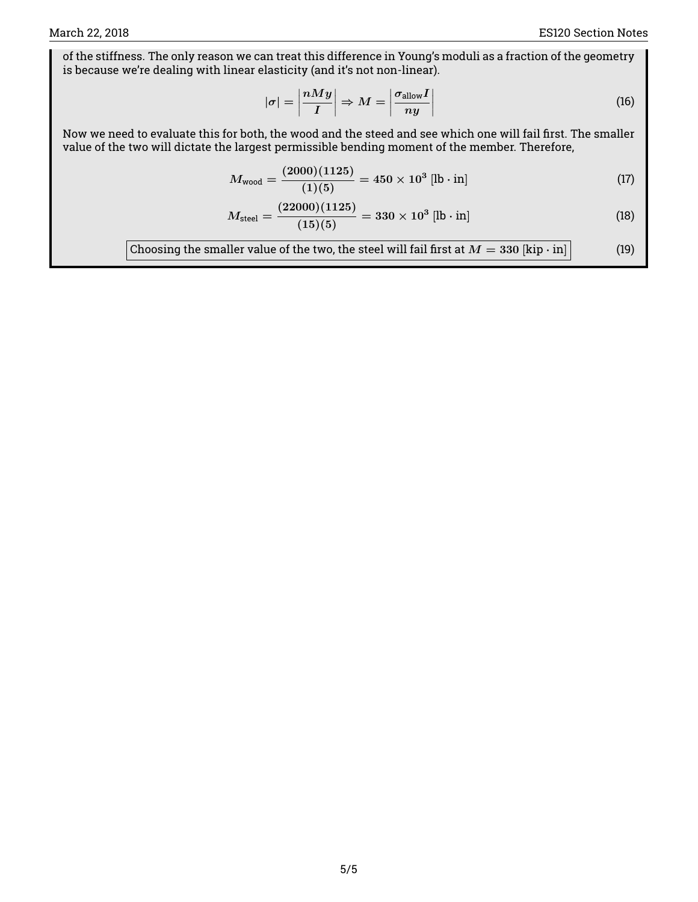of the stiffness. The only reason we can treat this difference in Young's moduli as a fraction of the geometry is because we're dealing with linear elasticity (and it's not non-linear).

$$|\sigma| = \left|\frac{nMy}{I}\right| \Rightarrow M = \left|\frac{\sigma_{\text{allow}} I}{ny}\right| \tag{16}$$

Now we need to evaluate this for both, the wood and the steed and see which one will fail first. The smaller value of the two will dictate the largest permissible bending moment of the member. Therefore,

$$M_{\text{wood}} = \frac{(2000)(1125)}{(1)(5)} = 450 \times 10^3 \text{ [lb} \cdot \text{in]} \tag{17}$$

$$M_{\text{steel}} = \frac{(22000)(1125)}{(15)(5)} = 330 \times 10^3 \text{ [lb} \cdot \text{in]} \tag{18}$$

$$\boxed{\text{Choosing the smaller value of the two, the steel will fail first at } M = 330 \text{ [kip} \cdot \text{in]}} \tag{19}$$